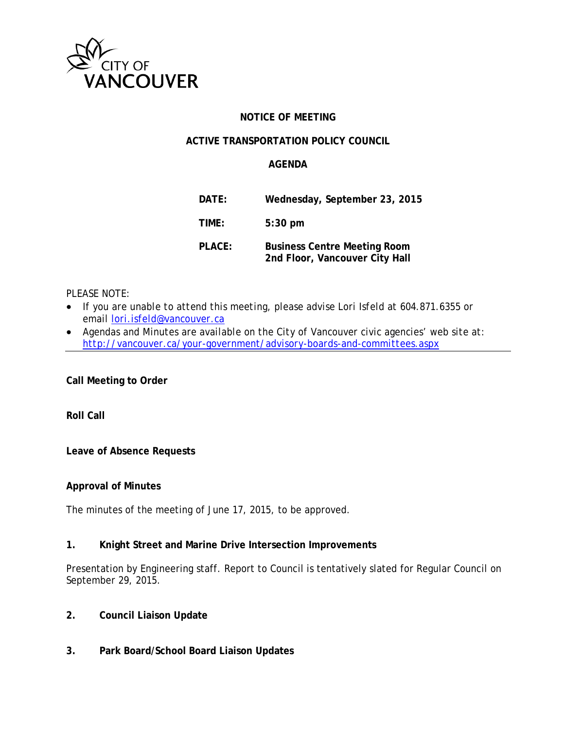CITY OF VANCOUVER

# NOTICE OF MEETING

## ACTIVE TRANSPORTATION POLICY COUNCIL

### AGENDA

**DATE:** **Wednesday, September 23, 2015**

**TIME:** **5:30 pm**

**PLACE:** **Business Centre Meeting Room**
**2nd Floor, Vancouver City Hall**

PLEASE NOTE:

- If you are unable to attend this meeting, please advise Lori Isfeld at 604.871.6355 or email lori.isfeld@vancouver.ca
- Agendas and Minutes are available on the City of Vancouver civic agencies' web site at: http://vancouver.ca/your-government/advisory-boards-and-committees.aspx

---

**Call Meeting to Order**

**Roll Call**

**Leave of Absence Requests**

**Approval of Minutes**

The minutes of the meeting of June 17, 2015, to be approved.

**1. Knight Street and Marine Drive Intersection Improvements**

Presentation by Engineering staff. Report to Council is tentatively slated for Regular Council on September 29, 2015.

**2. Council Liaison Update**

**3. Park Board/School Board Liaison Updates**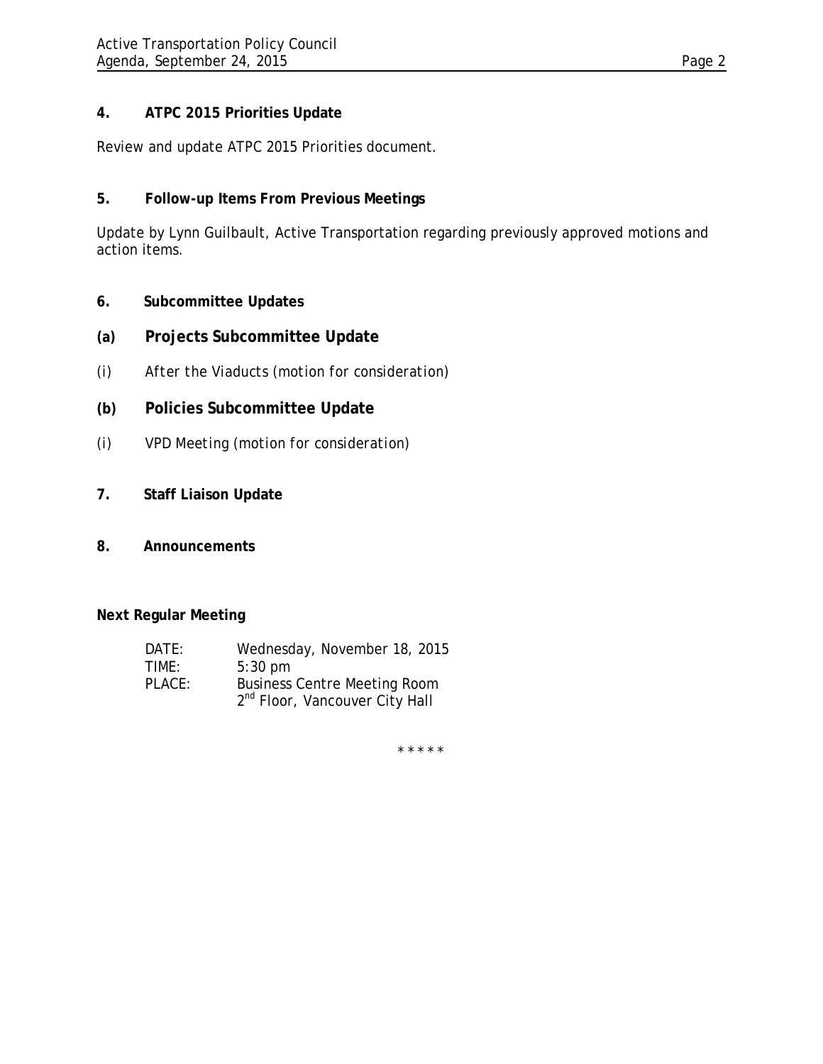**4. ATPC 2015 Priorities Update**

Review and update ATPC 2015 Priorities document.

**5. Follow-up Items From Previous Meetings**

Update by Lynn Guilbault, Active Transportation regarding previously approved motions and action items.

**6. Subcommittee Updates**

**(a) Projects Subcommittee Update**

(i) *After the Viaducts (motion for consideration)*

**(b) Policies Subcommittee Update**

(i) *VPD Meeting (motion for consideration)*

**7. Staff Liaison Update**

**8. Announcements**

**Next Regular Meeting**

| | |
|---|---|
| DATE: | Wednesday, November 18, 2015 |
| TIME: | 5:30 pm |
| PLACE: | Business Centre Meeting Room<br>2nd Floor, Vancouver City Hall |

\* \* \* \* \*